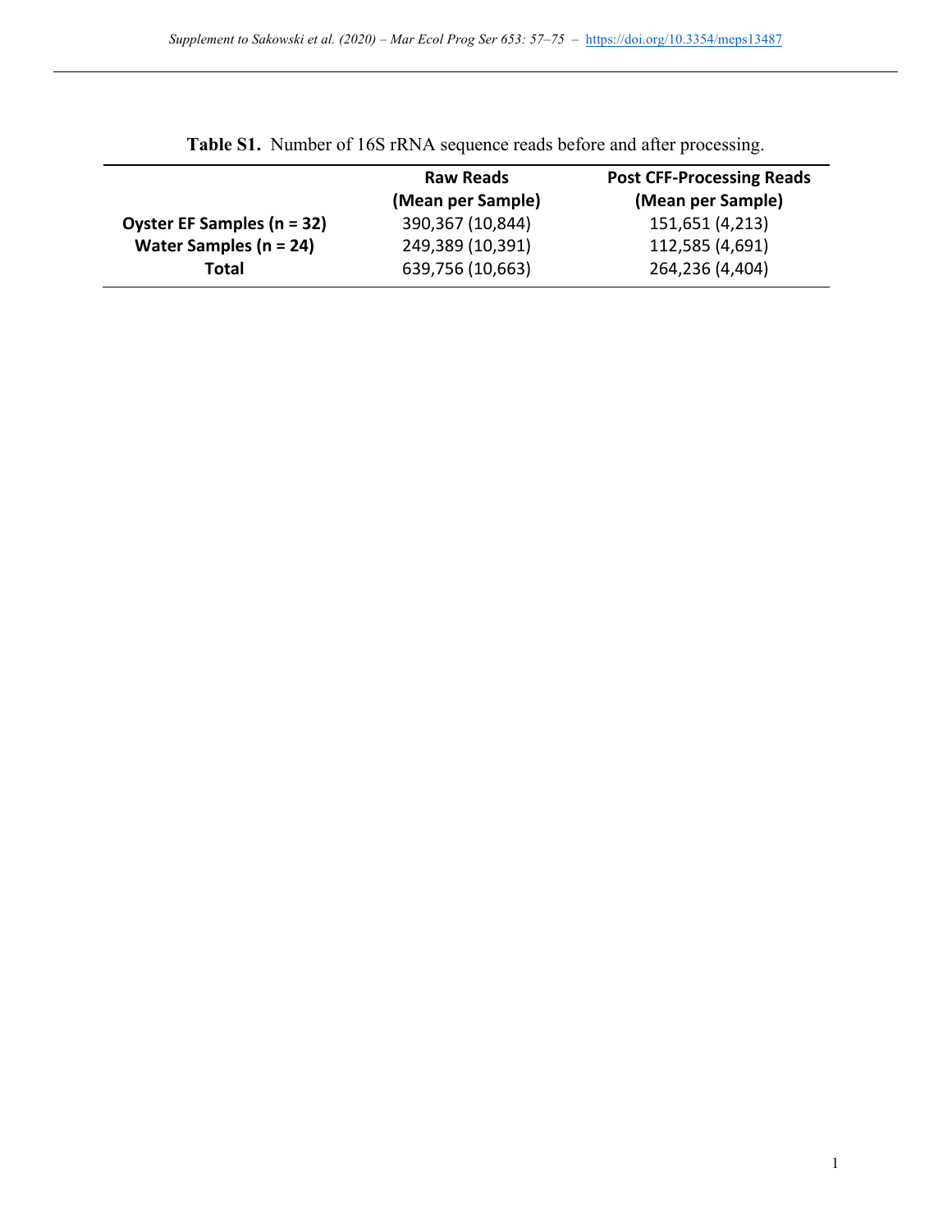**Table S1.** Number of 16S rRNA sequence reads before and after processing.

| | Raw Reads (Mean per Sample) | Post CFF-Processing Reads (Mean per Sample) |
|---|---|---|
| **Oyster EF Samples (n = 32)** | 390,367 (10,844) | 151,651 (4,213) |
| **Water Samples (n = 24)** | 249,389 (10,391) | 112,585 (4,691) |
| **Total** | 639,756 (10,663) | 264,236 (4,404) |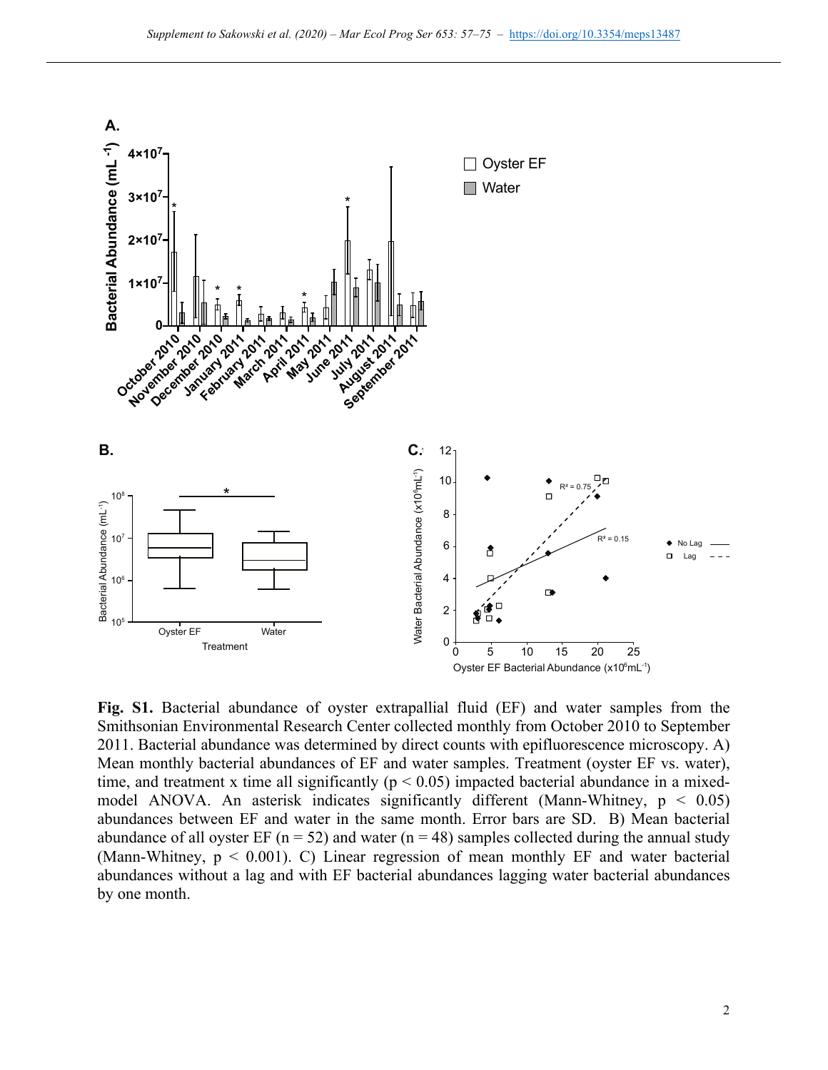**Fig. S1.** Bacterial abundance of oyster extrapallial fluid (EF) and water samples from the Smithsonian Environmental Research Center collected monthly from October 2010 to September 2011. Bacterial abundance was determined by direct counts with epifluorescence microscopy. A) Mean monthly bacterial abundances of EF and water samples. Treatment (oyster EF vs. water), time, and treatment x time all significantly ($p < 0.05$) impacted bacterial abundance in a mixed-model ANOVA. An asterisk indicates significantly different (Mann-Whitney, $p < 0.05$) abundances between EF and water in the same month. Error bars are SD. B) Mean bacterial abundance of all oyster EF ($n = 52$) and water ($n = 48$) samples collected during the annual study (Mann-Whitney, $p < 0.001$). C) Linear regression of mean monthly EF and water bacterial abundances without a lag and with EF bacterial abundances lagging water bacterial abundances by one month.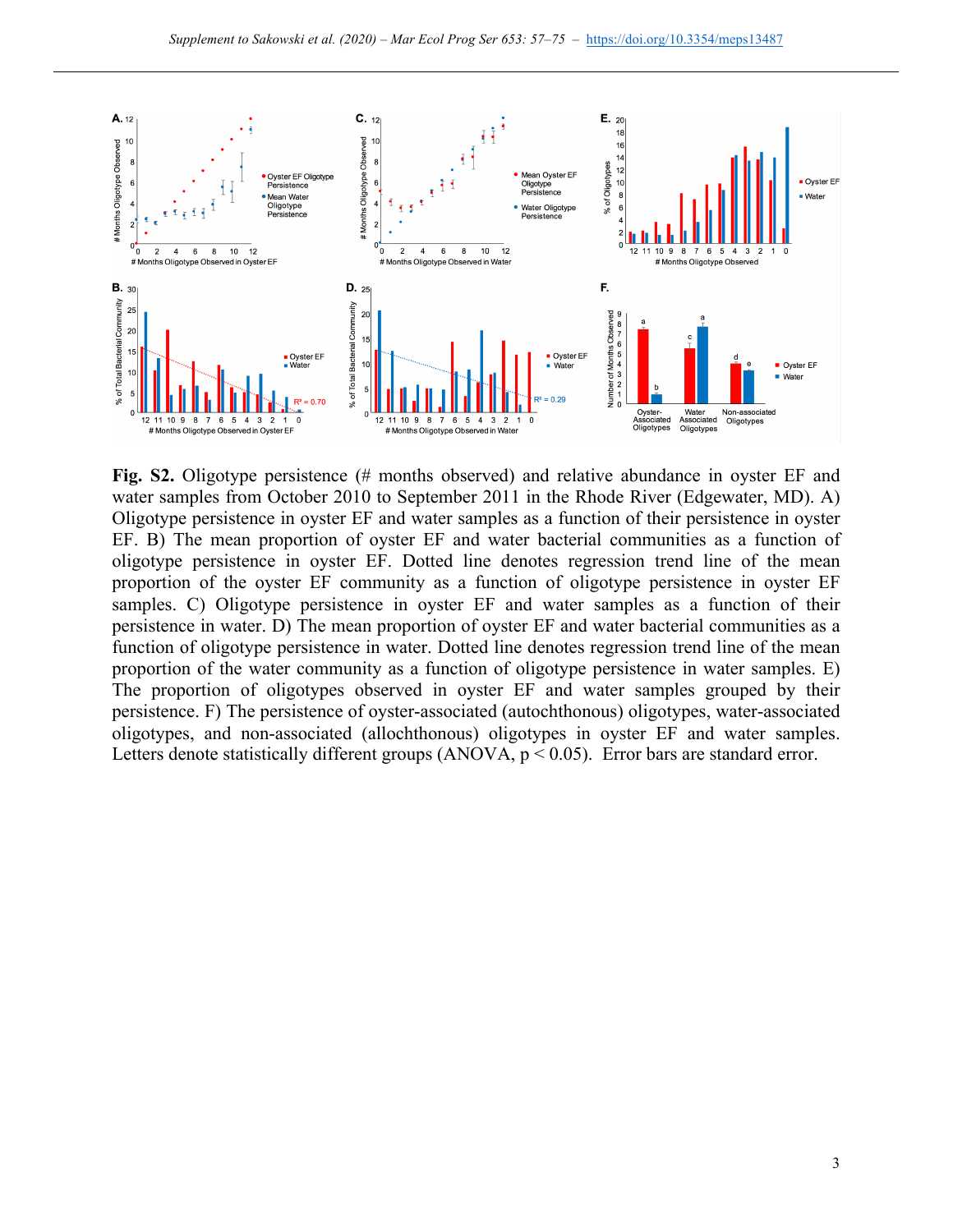A.

Months Oligotype Observed

Oyster EF Oligotype Persistence

Mean Water Oligotype Persistence

Months Oligotype Observed in Oyster EF

C.

Months Oligotype Observed

Mean Oyster EF Oligotype Persistence

Water Oligotype Persistence

Months Oligotype Observed in Water

E.

% of Oligotypes

Oyster EF

Water

Months Oligotype Observed

B.

% of Total Bacterial Community

Oyster EF

Water

$R^2$ = 0.70

Months Oligotype Observed in Oyster EF

D.

% of Total Bacterial Community

Oyster EF

Water

$R^2$ = 0.29

Months Oligotype Observed in Water

F.

Number of Months Observed

Oyster EF

Water

Oyster-Associated Oligotypes

Water Associated Oligotypes

Non-associated Oligotypes

**Fig. S2.** Oligotype persistence (# months observed) and relative abundance in oyster EF and water samples from October 2010 to September 2011 in the Rhode River (Edgewater, MD). A) Oligotype persistence in oyster EF and water samples as a function of their persistence in oyster EF. B) The mean proportion of oyster EF and water bacterial communities as a function of oligotype persistence in oyster EF. Dotted line denotes regression trend line of the mean proportion of the oyster EF community as a function of oligotype persistence in oyster EF samples. C) Oligotype persistence in oyster EF and water samples as a function of their persistence in water. D) The mean proportion of oyster EF and water bacterial communities as a function of oligotype persistence in water. Dotted line denotes regression trend line of the mean proportion of the water community as a function of oligotype persistence in water samples. E) The proportion of oligotypes observed in oyster EF and water samples grouped by their persistence. F) The persistence of oyster-associated (autochthonous) oligotypes, water-associated oligotypes, and non-associated (allochthonous) oligotypes in oyster EF and water samples. Letters denote statistically different groups (ANOVA, $p < 0.05$). Error bars are standard error.